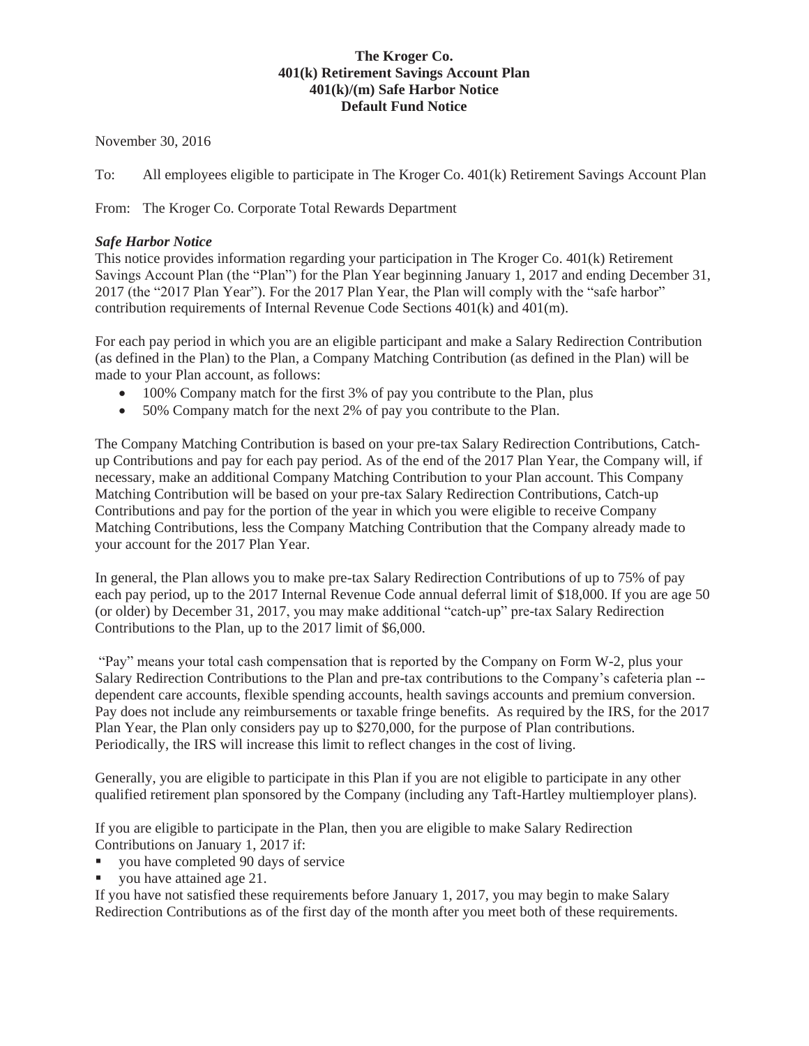**The Kroger Co.**
**401(k) Retirement Savings Account Plan**
**401(k)/(m) Safe Harbor Notice**
**Default Fund Notice**

November 30, 2016

To: All employees eligible to participate in The Kroger Co. 401(k) Retirement Savings Account Plan

From: The Kroger Co. Corporate Total Rewards Department

***Safe Harbor Notice***

This notice provides information regarding your participation in The Kroger Co. 401(k) Retirement Savings Account Plan (the "Plan") for the Plan Year beginning January 1, 2017 and ending December 31, 2017 (the "2017 Plan Year"). For the 2017 Plan Year, the Plan will comply with the "safe harbor" contribution requirements of Internal Revenue Code Sections 401(k) and 401(m).

For each pay period in which you are an eligible participant and make a Salary Redirection Contribution (as defined in the Plan) to the Plan, a Company Matching Contribution (as defined in the Plan) will be made to your Plan account, as follows:

- 100% Company match for the first 3% of pay you contribute to the Plan, plus
- 50% Company match for the next 2% of pay you contribute to the Plan.

The Company Matching Contribution is based on your pre-tax Salary Redirection Contributions, Catch-up Contributions and pay for each pay period. As of the end of the 2017 Plan Year, the Company will, if necessary, make an additional Company Matching Contribution to your Plan account. This Company Matching Contribution will be based on your pre-tax Salary Redirection Contributions, Catch-up Contributions and pay for the portion of the year in which you were eligible to receive Company Matching Contributions, less the Company Matching Contribution that the Company already made to your account for the 2017 Plan Year.

In general, the Plan allows you to make pre-tax Salary Redirection Contributions of up to 75% of pay each pay period, up to the 2017 Internal Revenue Code annual deferral limit of $18,000. If you are age 50 (or older) by December 31, 2017, you may make additional "catch-up" pre-tax Salary Redirection Contributions to the Plan, up to the 2017 limit of $6,000.

"Pay" means your total cash compensation that is reported by the Company on Form W-2, plus your Salary Redirection Contributions to the Plan and pre-tax contributions to the Company's cafeteria plan -- dependent care accounts, flexible spending accounts, health savings accounts and premium conversion. Pay does not include any reimbursements or taxable fringe benefits. As required by the IRS, for the 2017 Plan Year, the Plan only considers pay up to $270,000, for the purpose of Plan contributions. Periodically, the IRS will increase this limit to reflect changes in the cost of living.

Generally, you are eligible to participate in this Plan if you are not eligible to participate in any other qualified retirement plan sponsored by the Company (including any Taft-Hartley multiemployer plans).

If you are eligible to participate in the Plan, then you are eligible to make Salary Redirection Contributions on January 1, 2017 if:

- you have completed 90 days of service
- you have attained age 21.

If you have not satisfied these requirements before January 1, 2017, you may begin to make Salary Redirection Contributions as of the first day of the month after you meet both of these requirements.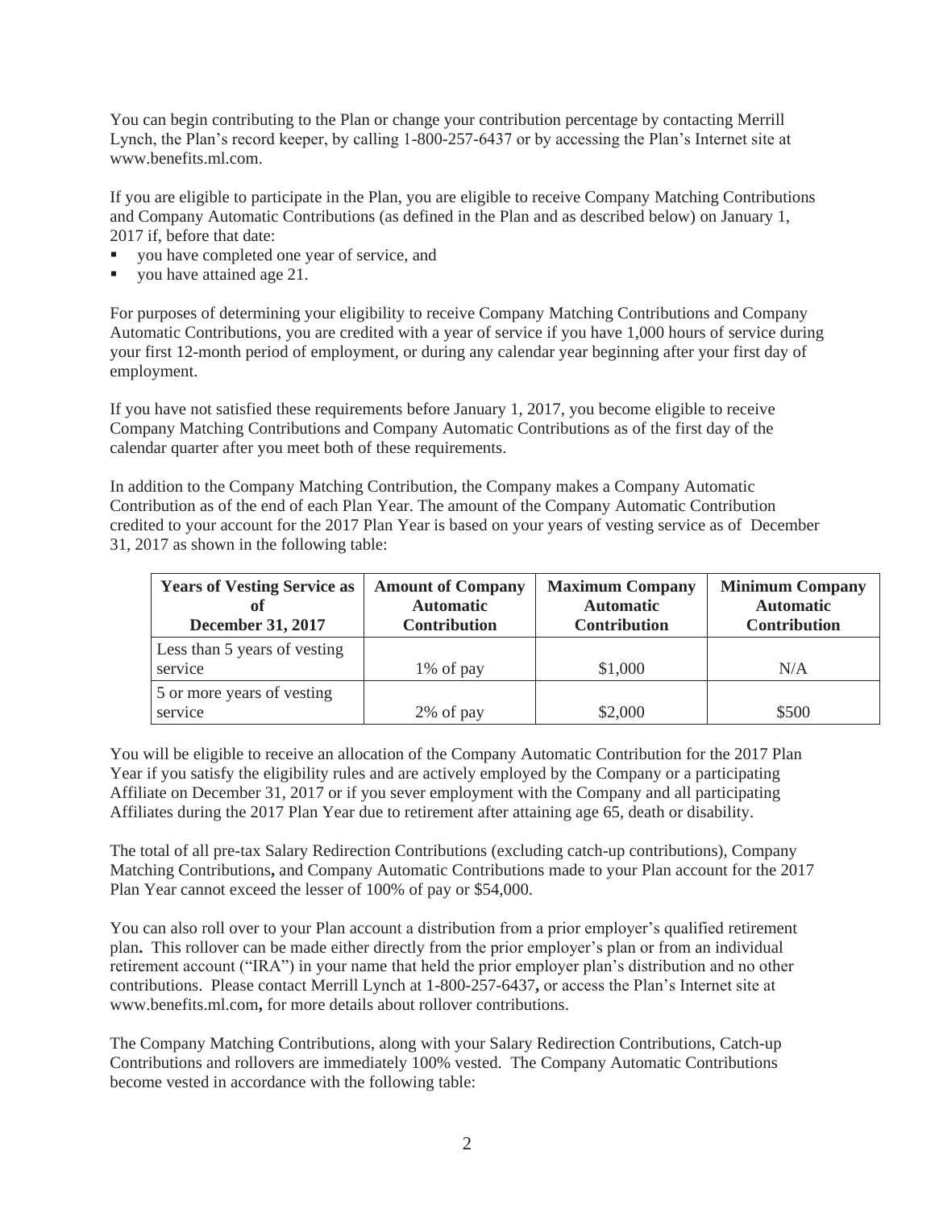You can begin contributing to the Plan or change your contribution percentage by contacting Merrill Lynch, the Plan's record keeper, by calling 1-800-257-6437 or by accessing the Plan's Internet site at www.benefits.ml.com.

If you are eligible to participate in the Plan, you are eligible to receive Company Matching Contributions and Company Automatic Contributions (as defined in the Plan and as described below) on January 1, 2017 if, before that date:

- you have completed one year of service, and
- you have attained age 21.

For purposes of determining your eligibility to receive Company Matching Contributions and Company Automatic Contributions, you are credited with a year of service if you have 1,000 hours of service during your first 12-month period of employment, or during any calendar year beginning after your first day of employment.

If you have not satisfied these requirements before January 1, 2017, you become eligible to receive Company Matching Contributions and Company Automatic Contributions as of the first day of the calendar quarter after you meet both of these requirements.

In addition to the Company Matching Contribution, the Company makes a Company Automatic Contribution as of the end of each Plan Year. The amount of the Company Automatic Contribution credited to your account for the 2017 Plan Year is based on your years of vesting service as of December 31, 2017 as shown in the following table:

| **Years of Vesting Service as of December 31, 2017** | **Amount of Company Automatic Contribution** | **Maximum Company Automatic Contribution** | **Minimum Company Automatic Contribution** |
|---|---|---|---|
| Less than 5 years of vesting service | 1% of pay | $1,000 | N/A |
| 5 or more years of vesting service | 2% of pay | $2,000 | $500 |

You will be eligible to receive an allocation of the Company Automatic Contribution for the 2017 Plan Year if you satisfy the eligibility rules and are actively employed by the Company or a participating Affiliate on December 31, 2017 or if you sever employment with the Company and all participating Affiliates during the 2017 Plan Year due to retirement after attaining age 65, death or disability.

The total of all pre-tax Salary Redirection Contributions (excluding catch-up contributions), Company Matching Contributions**,** and Company Automatic Contributions made to your Plan account for the 2017 Plan Year cannot exceed the lesser of 100% of pay or $54,000.

You can also roll over to your Plan account a distribution from a prior employer's qualified retirement plan**.** This rollover can be made either directly from the prior employer's plan or from an individual retirement account ("IRA") in your name that held the prior employer plan's distribution and no other contributions. Please contact Merrill Lynch at 1-800-257-6437**,** or access the Plan's Internet site at www.benefits.ml.com**,** for more details about rollover contributions.

The Company Matching Contributions, along with your Salary Redirection Contributions, Catch-up Contributions and rollovers are immediately 100% vested. The Company Automatic Contributions become vested in accordance with the following table: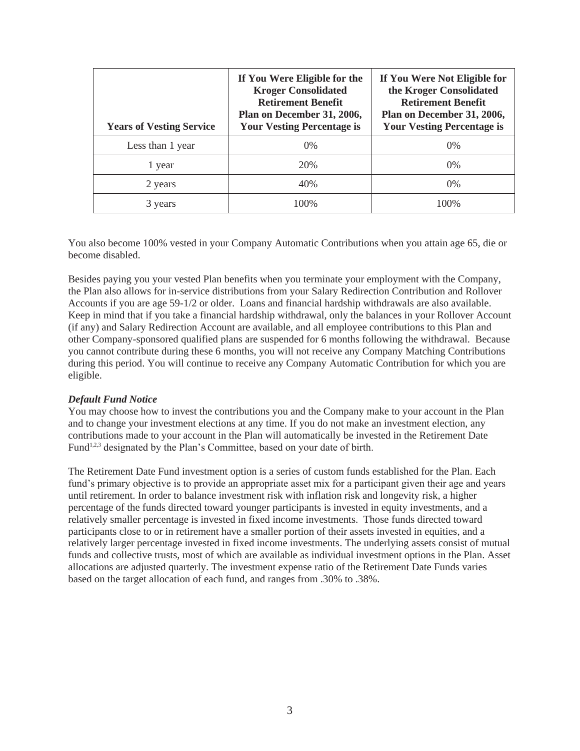| Years of Vesting Service | If You Were Eligible for the Kroger Consolidated Retirement Benefit Plan on December 31, 2006, Your Vesting Percentage is | If You Were Not Eligible for the Kroger Consolidated Retirement Benefit Plan on December 31, 2006, Your Vesting Percentage is |
|---|---|---|
| Less than 1 year | 0% | 0% |
| 1 year | 20% | 0% |
| 2 years | 40% | 0% |
| 3 years | 100% | 100% |

You also become 100% vested in your Company Automatic Contributions when you attain age 65, die or become disabled.

Besides paying you your vested Plan benefits when you terminate your employment with the Company, the Plan also allows for in-service distributions from your Salary Redirection Contribution and Rollover Accounts if you are age 59-1/2 or older. Loans and financial hardship withdrawals are also available. Keep in mind that if you take a financial hardship withdrawal, only the balances in your Rollover Account (if any) and Salary Redirection Account are available, and all employee contributions to this Plan and other Company-sponsored qualified plans are suspended for 6 months following the withdrawal. Because you cannot contribute during these 6 months, you will not receive any Company Matching Contributions during this period. You will continue to receive any Company Automatic Contribution for which you are eligible.

***Default Fund Notice***

You may choose how to invest the contributions you and the Company make to your account in the Plan and to change your investment elections at any time. If you do not make an investment election, any contributions made to your account in the Plan will automatically be invested in the Retirement Date Fund[1,2,3] designated by the Plan's Committee, based on your date of birth.

The Retirement Date Fund investment option is a series of custom funds established for the Plan. Each fund's primary objective is to provide an appropriate asset mix for a participant given their age and years until retirement. In order to balance investment risk with inflation risk and longevity risk, a higher percentage of the funds directed toward younger participants is invested in equity investments, and a relatively smaller percentage is invested in fixed income investments. Those funds directed toward participants close to or in retirement have a smaller portion of their assets invested in equities, and a relatively larger percentage invested in fixed income investments. The underlying assets consist of mutual funds and collective trusts, most of which are available as individual investment options in the Plan. Asset allocations are adjusted quarterly. The investment expense ratio of the Retirement Date Funds varies based on the target allocation of each fund, and ranges from .30% to .38%.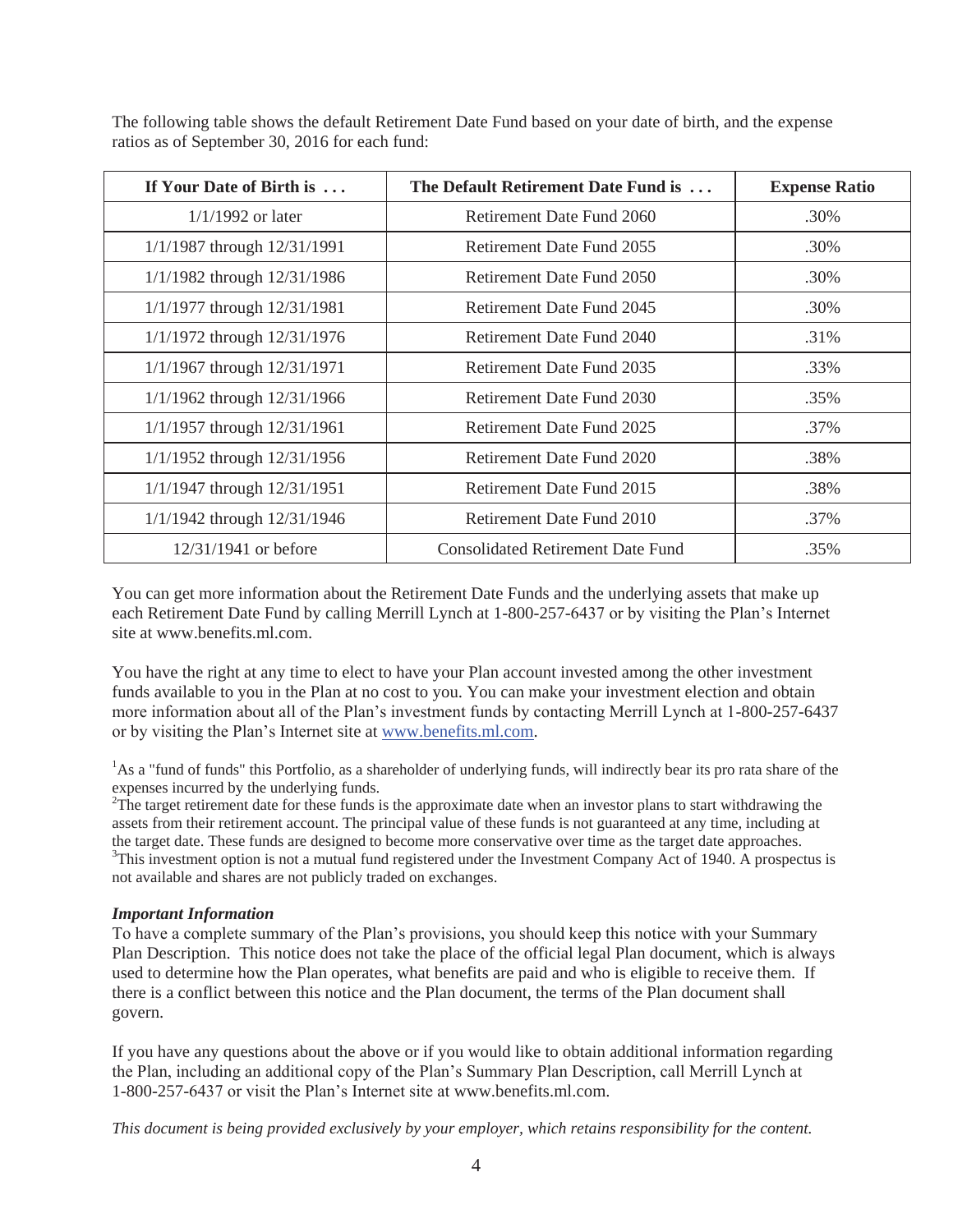The following table shows the default Retirement Date Fund based on your date of birth, and the expense ratios as of September 30, 2016 for each fund:

| If Your Date of Birth is . . . | The Default Retirement Date Fund is . . . | Expense Ratio |
|---|---|---|
| 1/1/1992 or later | Retirement Date Fund 2060 | .30% |
| 1/1/1987 through 12/31/1991 | Retirement Date Fund 2055 | .30% |
| 1/1/1982 through 12/31/1986 | Retirement Date Fund 2050 | .30% |
| 1/1/1977 through 12/31/1981 | Retirement Date Fund 2045 | .30% |
| 1/1/1972 through 12/31/1976 | Retirement Date Fund 2040 | .31% |
| 1/1/1967 through 12/31/1971 | Retirement Date Fund 2035 | .33% |
| 1/1/1962 through 12/31/1966 | Retirement Date Fund 2030 | .35% |
| 1/1/1957 through 12/31/1961 | Retirement Date Fund 2025 | .37% |
| 1/1/1952 through 12/31/1956 | Retirement Date Fund 2020 | .38% |
| 1/1/1947 through 12/31/1951 | Retirement Date Fund 2015 | .38% |
| 1/1/1942 through 12/31/1946 | Retirement Date Fund 2010 | .37% |
| 12/31/1941 or before | Consolidated Retirement Date Fund | .35% |

You can get more information about the Retirement Date Funds and the underlying assets that make up each Retirement Date Fund by calling Merrill Lynch at 1-800-257-6437 or by visiting the Plan's Internet site at www.benefits.ml.com.

You have the right at any time to elect to have your Plan account invested among the other investment funds available to you in the Plan at no cost to you. You can make your investment election and obtain more information about all of the Plan's investment funds by contacting Merrill Lynch at 1-800-257-6437 or by visiting the Plan's Internet site at www.benefits.ml.com.

[1]As a "fund of funds" this Portfolio, as a shareholder of underlying funds, will indirectly bear its pro rata share of the expenses incurred by the underlying funds.
[2]The target retirement date for these funds is the approximate date when an investor plans to start withdrawing the assets from their retirement account. The principal value of these funds is not guaranteed at any time, including at the target date. These funds are designed to become more conservative over time as the target date approaches.
[3]This investment option is not a mutual fund registered under the Investment Company Act of 1940. A prospectus is not available and shares are not publicly traded on exchanges.

***Important Information***

To have a complete summary of the Plan's provisions, you should keep this notice with your Summary Plan Description. This notice does not take the place of the official legal Plan document, which is always used to determine how the Plan operates, what benefits are paid and who is eligible to receive them. If there is a conflict between this notice and the Plan document, the terms of the Plan document shall govern.

If you have any questions about the above or if you would like to obtain additional information regarding the Plan, including an additional copy of the Plan's Summary Plan Description, call Merrill Lynch at 1-800-257-6437 or visit the Plan's Internet site at www.benefits.ml.com.

*This document is being provided exclusively by your employer, which retains responsibility for the content.*